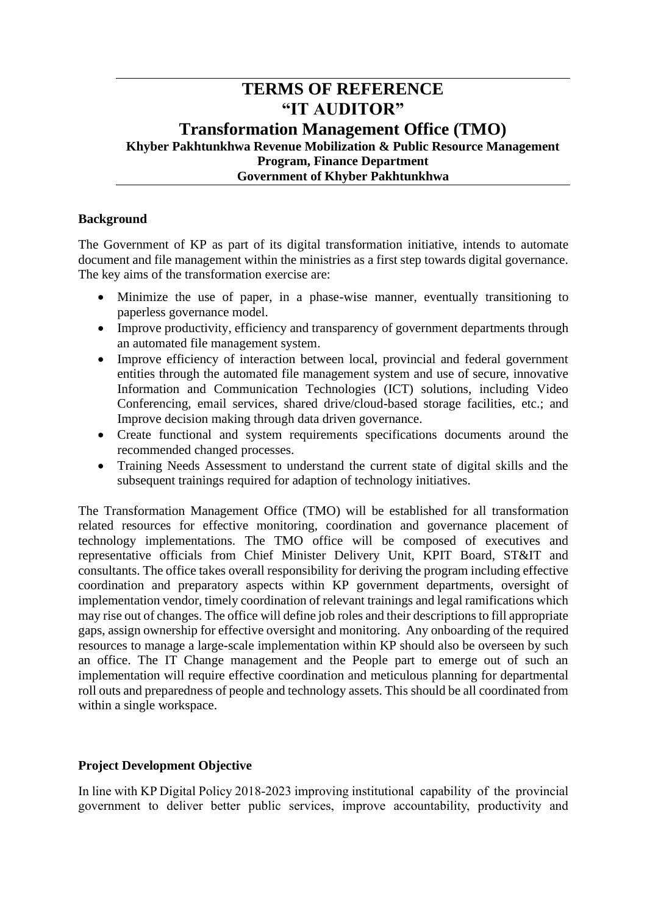# TERMS OF REFERENCE
# "IT AUDITOR"
## Transformation Management Office (TMO)
### Khyber Pakhtunkhwa Revenue Mobilization & Public Resource Management Program, Finance Department
### Government of Khyber Pakhtunkhwa

**Background**

The Government of KP as part of its digital transformation initiative, intends to automate document and file management within the ministries as a first step towards digital governance. The key aims of the transformation exercise are:

- Minimize the use of paper, in a phase-wise manner, eventually transitioning to paperless governance model.
- Improve productivity, efficiency and transparency of government departments through an automated file management system.
- Improve efficiency of interaction between local, provincial and federal government entities through the automated file management system and use of secure, innovative Information and Communication Technologies (ICT) solutions, including Video Conferencing, email services, shared drive/cloud-based storage facilities, etc.; and Improve decision making through data driven governance.
- Create functional and system requirements specifications documents around the recommended changed processes.
- Training Needs Assessment to understand the current state of digital skills and the subsequent trainings required for adaption of technology initiatives.

The Transformation Management Office (TMO) will be established for all transformation related resources for effective monitoring, coordination and governance placement of technology implementations. The TMO office will be composed of executives and representative officials from Chief Minister Delivery Unit, KPIT Board, ST&IT and consultants. The office takes overall responsibility for deriving the program including effective coordination and preparatory aspects within KP government departments, oversight of implementation vendor, timely coordination of relevant trainings and legal ramifications which may rise out of changes. The office will define job roles and their descriptions to fill appropriate gaps, assign ownership for effective oversight and monitoring. Any onboarding of the required resources to manage a large-scale implementation within KP should also be overseen by such an office. The IT Change management and the People part to emerge out of such an implementation will require effective coordination and meticulous planning for departmental roll outs and preparedness of people and technology assets. This should be all coordinated from within a single workspace.

**Project Development Objective**

In line with KP Digital Policy 2018-2023 improving institutional capability of the provincial government to deliver better public services, improve accountability, productivity and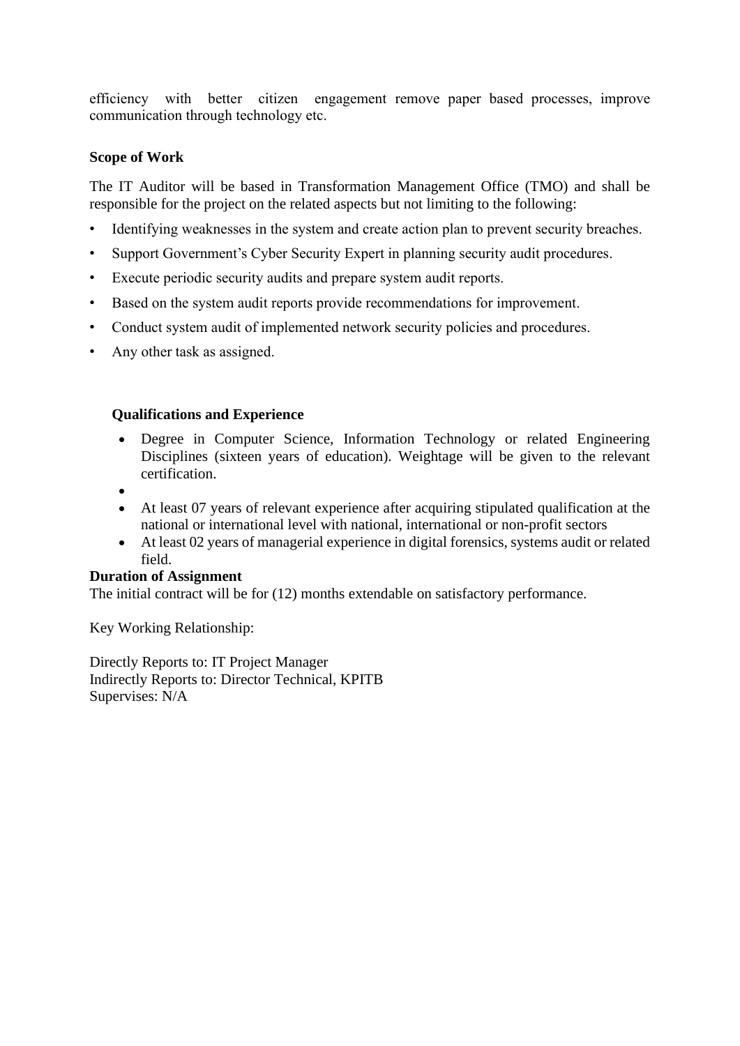efficiency with better citizen engagement remove paper based processes, improve communication through technology etc.

**Scope of Work**

The IT Auditor will be based in Transformation Management Office (TMO) and shall be responsible for the project on the related aspects but not limiting to the following:

- Identifying weaknesses in the system and create action plan to prevent security breaches.
- Support Government's Cyber Security Expert in planning security audit procedures.
- Execute periodic security audits and prepare system audit reports.
- Based on the system audit reports provide recommendations for improvement.
- Conduct system audit of implemented network security policies and procedures.
- Any other task as assigned.

**Qualifications and Experience**

- Degree in Computer Science, Information Technology or related Engineering Disciplines (sixteen years of education). Weightage will be given to the relevant certification.
- 
- At least 07 years of relevant experience after acquiring stipulated qualification at the national or international level with national, international or non-profit sectors
- At least 02 years of managerial experience in digital forensics, systems audit or related field.

**Duration of Assignment**

The initial contract will be for (12) months extendable on satisfactory performance.

Key Working Relationship:

Directly Reports to: IT Project Manager
Indirectly Reports to: Director Technical, KPITB
Supervises: N/A